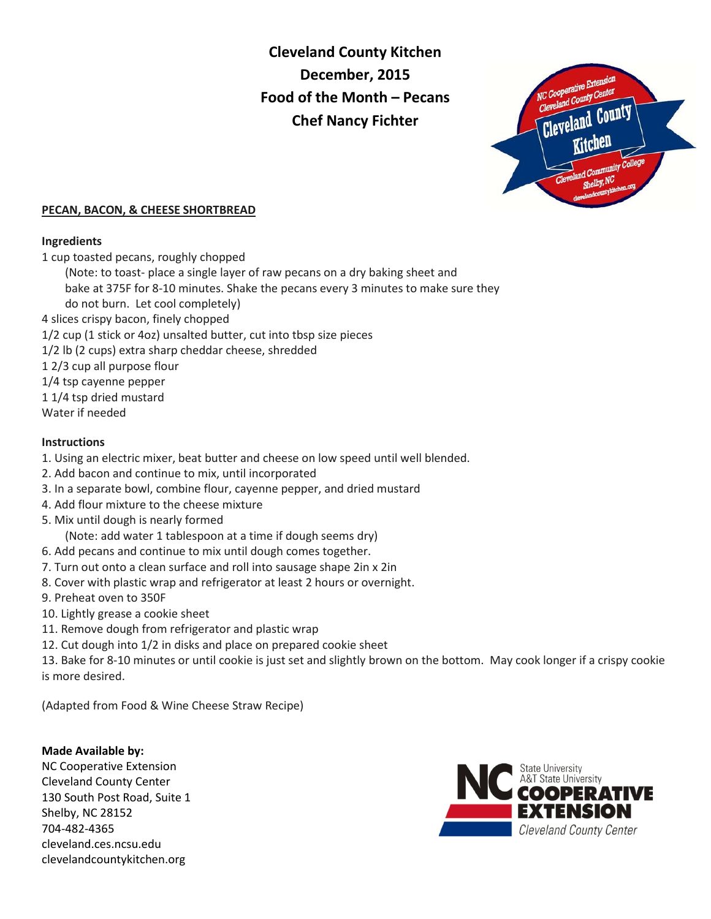**Cleveland County Kitchen**
**December, 2015**
**Food of the Month – Pecans**
**Chef Nancy Fichter**

## PECAN, BACON, & CHEESE SHORTBREAD

**Ingredients**

1 cup toasted pecans, roughly chopped
(Note: to toast- place a single layer of raw pecans on a dry baking sheet and bake at 375F for 8-10 minutes. Shake the pecans every 3 minutes to make sure they do not burn. Let cool completely)
4 slices crispy bacon, finely chopped
1/2 cup (1 stick or 4oz) unsalted butter, cut into tbsp size pieces
1/2 lb (2 cups) extra sharp cheddar cheese, shredded
1 2/3 cup all purpose flour
1/4 tsp cayenne pepper
1 1/4 tsp dried mustard
Water if needed

**Instructions**

1. Using an electric mixer, beat butter and cheese on low speed until well blended.
2. Add bacon and continue to mix, until incorporated
3. In a separate bowl, combine flour, cayenne pepper, and dried mustard
4. Add flour mixture to the cheese mixture
5. Mix until dough is nearly formed
   (Note: add water 1 tablespoon at a time if dough seems dry)
6. Add pecans and continue to mix until dough comes together.
7. Turn out onto a clean surface and roll into sausage shape 2in x 2in
8. Cover with plastic wrap and refrigerator at least 2 hours or overnight.
9. Preheat oven to 350F
10. Lightly grease a cookie sheet
11. Remove dough from refrigerator and plastic wrap
12. Cut dough into 1/2 in disks and place on prepared cookie sheet
13. Bake for 8-10 minutes or until cookie is just set and slightly brown on the bottom. May cook longer if a crispy cookie is more desired.

(Adapted from Food & Wine Cheese Straw Recipe)

**Made Available by:**
NC Cooperative Extension
Cleveland County Center
130 South Post Road, Suite 1
Shelby, NC 28152
704-482-4365
cleveland.ces.ncsu.edu
clevelandcountykitchen.org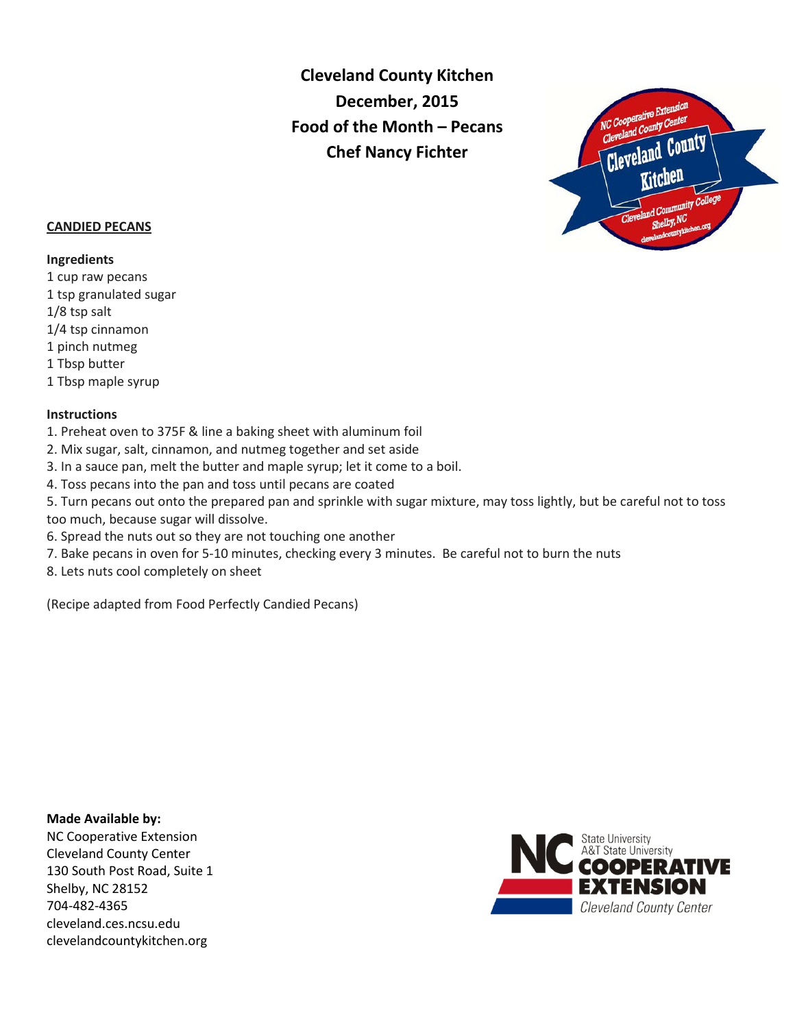**Cleveland County Kitchen**
**December, 2015**
**Food of the Month – Pecans**
**Chef Nancy Fichter**

## CANDIED PECANS

**Ingredients**

1 cup raw pecans
1 tsp granulated sugar
1/8 tsp salt
1/4 tsp cinnamon
1 pinch nutmeg
1 Tbsp butter
1 Tbsp maple syrup

**Instructions**

1. Preheat oven to 375F & line a baking sheet with aluminum foil
2. Mix sugar, salt, cinnamon, and nutmeg together and set aside
3. In a sauce pan, melt the butter and maple syrup; let it come to a boil.
4. Toss pecans into the pan and toss until pecans are coated
5. Turn pecans out onto the prepared pan and sprinkle with sugar mixture, may toss lightly, but be careful not to toss too much, because sugar will dissolve.
6. Spread the nuts out so they are not touching one another
7. Bake pecans in oven for 5-10 minutes, checking every 3 minutes. Be careful not to burn the nuts
8. Lets nuts cool completely on sheet

(Recipe adapted from Food Perfectly Candied Pecans)

**Made Available by:**
NC Cooperative Extension
Cleveland County Center
130 South Post Road, Suite 1
Shelby, NC 28152
704-482-4365
cleveland.ces.ncsu.edu
clevelandcountykitchen.org